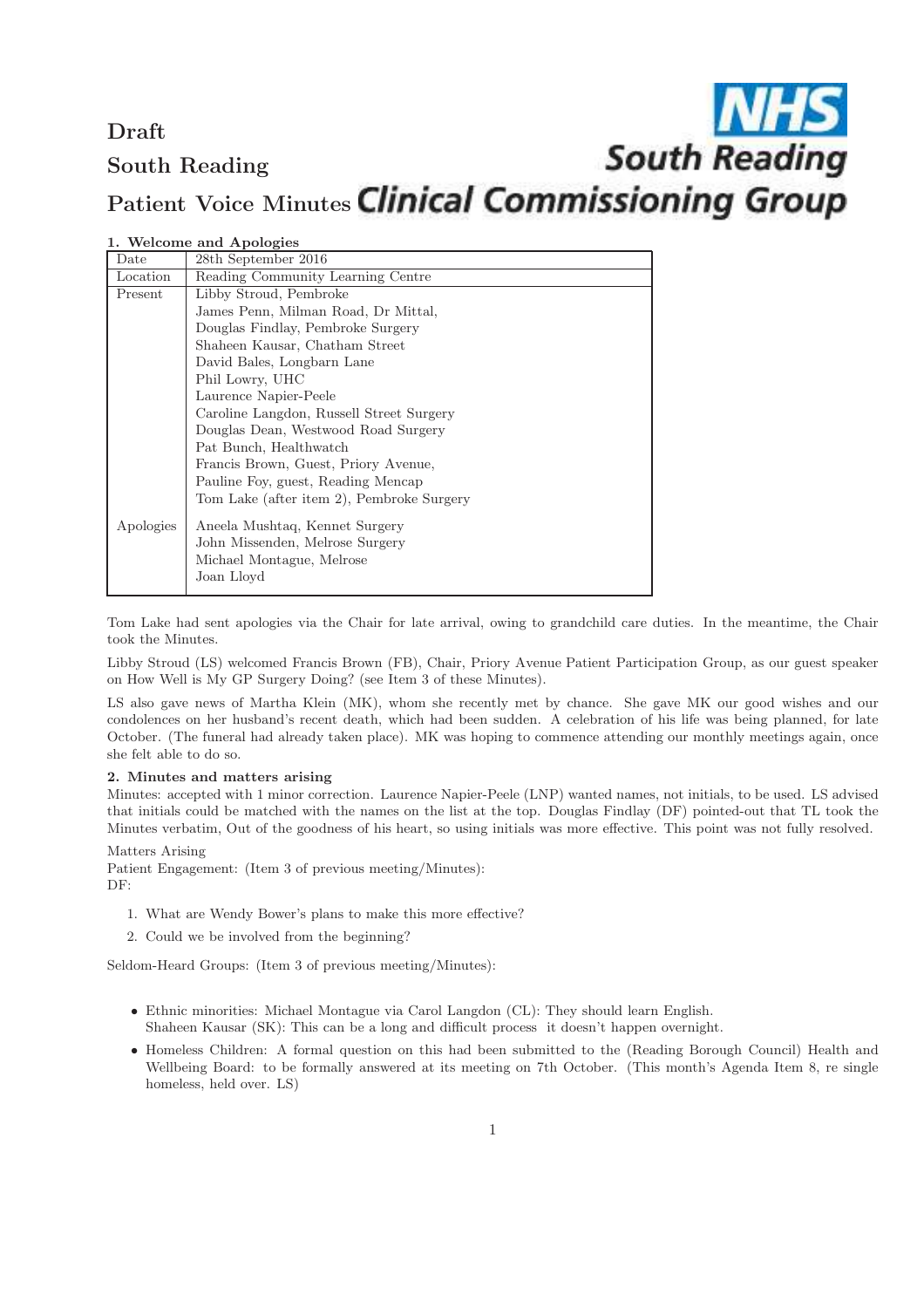# Draft

# South Reading

# Patient Voice Minutes

NHS South Reading Clinical Commissioning Group

## 1. Welcome and Apologies

| | |
|---|---|
| Date | 28th September 2016 |
| Location | Reading Community Learning Centre |
| Present | Libby Stroud, Pembroke<br>James Penn, Milman Road, Dr Mittal,<br>Douglas Findlay, Pembroke Surgery<br>Shaheen Kausar, Chatham Street<br>David Bales, Longbarn Lane<br>Phil Lowry, UHC<br>Laurence Napier-Peele<br>Caroline Langdon, Russell Street Surgery<br>Douglas Dean, Westwood Road Surgery<br>Pat Bunch, Healthwatch<br>Francis Brown, Guest, Priory Avenue,<br>Pauline Foy, guest, Reading Mencap<br>Tom Lake (after item 2), Pembroke Surgery |
| Apologies | Aneela Mushtaq, Kennet Surgery<br>John Missenden, Melrose Surgery<br>Michael Montague, Melrose<br>Joan Lloyd |

Tom Lake had sent apologies via the Chair for late arrival, owing to grandchild care duties. In the meantime, the Chair took the Minutes.

Libby Stroud (LS) welcomed Francis Brown (FB), Chair, Priory Avenue Patient Participation Group, as our guest speaker on How Well is My GP Surgery Doing? (see Item 3 of these Minutes).

LS also gave news of Martha Klein (MK), whom she recently met by chance. She gave MK our good wishes and our condolences on her husband's recent death, which had been sudden. A celebration of his life was being planned, for late October. (The funeral had already taken place). MK was hoping to commence attending our monthly meetings again, once she felt able to do so.

## 2. Minutes and matters arising

Minutes: accepted with 1 minor correction. Laurence Napier-Peele (LNP) wanted names, not initials, to be used. LS advised that initials could be matched with the names on the list at the top. Douglas Findlay (DF) pointed-out that TL took the Minutes verbatim, Out of the goodness of his heart, so using initials was more effective. This point was not fully resolved.

Matters Arising

Patient Engagement: (Item 3 of previous meeting/Minutes):

DF:

1. What are Wendy Bower's plans to make this more effective?
2. Could we be involved from the beginning?

Seldom-Heard Groups: (Item 3 of previous meeting/Minutes):

- Ethnic minorities: Michael Montague via Carol Langdon (CL): They should learn English.
  Shaheen Kausar (SK): This can be a long and difficult process it doesn't happen overnight.
- Homeless Children: A formal question on this had been submitted to the (Reading Borough Council) Health and Wellbeing Board: to be formally answered at its meeting on 7th October. (This month's Agenda Item 8, re single homeless, held over. LS)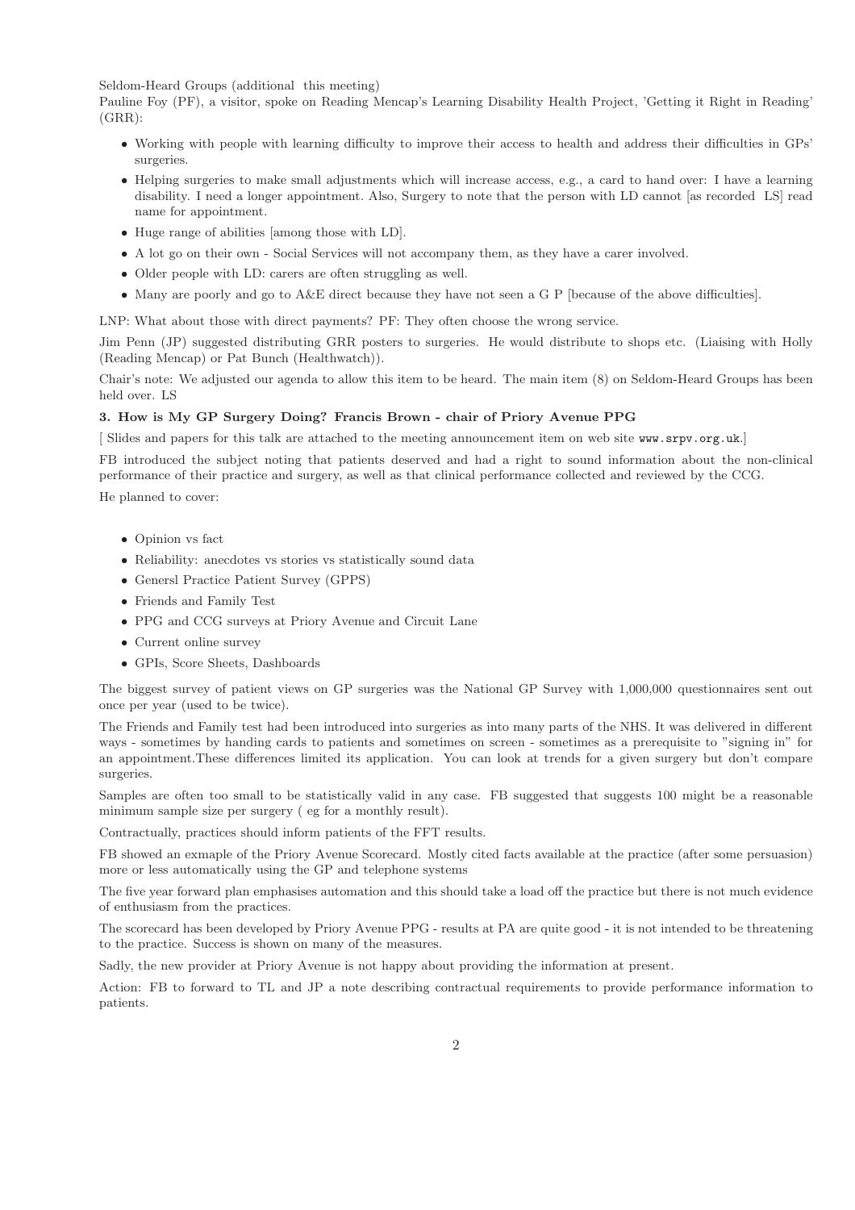Seldom-Heard Groups (additional this meeting)

Pauline Foy (PF), a visitor, spoke on Reading Mencap's Learning Disability Health Project, 'Getting it Right in Reading' (GRR):

- Working with people with learning difficulty to improve their access to health and address their difficulties in GPs' surgeries.
- Helping surgeries to make small adjustments which will increase access, e.g., a card to hand over: I have a learning disability. I need a longer appointment. Also, Surgery to note that the person with LD cannot [as recorded LS] read name for appointment.
- Huge range of abilities [among those with LD].
- A lot go on their own - Social Services will not accompany them, as they have a carer involved.
- Older people with LD: carers are often struggling as well.
- Many are poorly and go to A&E direct because they have not seen a G P [because of the above difficulties].

LNP: What about those with direct payments? PF: They often choose the wrong service.

Jim Penn (JP) suggested distributing GRR posters to surgeries. He would distribute to shops etc. (Liaising with Holly (Reading Mencap) or Pat Bunch (Healthwatch)).

Chair's note: We adjusted our agenda to allow this item to be heard. The main item (8) on Seldom-Heard Groups has been held over. LS

**3. How is My GP Surgery Doing? Francis Brown - chair of Priory Avenue PPG**

[ Slides and papers for this talk are attached to the meeting announcement item on web site `www.srpv.org.uk`.]

FB introduced the subject noting that patients deserved and had a right to sound information about the non-clinical performance of their practice and surgery, as well as that clinical performance collected and reviewed by the CCG.

He planned to cover:

- Opinion vs fact
- Reliability: anecdotes vs stories vs statistically sound data
- Genersl Practice Patient Survey (GPPS)
- Friends and Family Test
- PPG and CCG surveys at Priory Avenue and Circuit Lane
- Current online survey
- GPIs, Score Sheets, Dashboards

The biggest survey of patient views on GP surgeries was the National GP Survey with 1,000,000 questionnaires sent out once per year (used to be twice).

The Friends and Family test had been introduced into surgeries as into many parts of the NHS. It was delivered in different ways - sometimes by handing cards to patients and sometimes on screen - sometimes as a prerequisite to "signing in" for an appointment.These differences limited its application. You can look at trends for a given surgery but don't compare surgeries.

Samples are often too small to be statistically valid in any case. FB suggested that suggests 100 might be a reasonable minimum sample size per surgery ( eg for a monthly result).

Contractually, practices should inform patients of the FFT results.

FB showed an exmaple of the Priory Avenue Scorecard. Mostly cited facts available at the practice (after some persuasion) more or less automatically using the GP and telephone systems

The five year forward plan emphasises automation and this should take a load off the practice but there is not much evidence of enthusiasm from the practices.

The scorecard has been developed by Priory Avenue PPG - results at PA are quite good - it is not intended to be threatening to the practice. Success is shown on many of the measures.

Sadly, the new provider at Priory Avenue is not happy about providing the information at present.

Action: FB to forward to TL and JP a note describing contractual requirements to provide performance information to patients.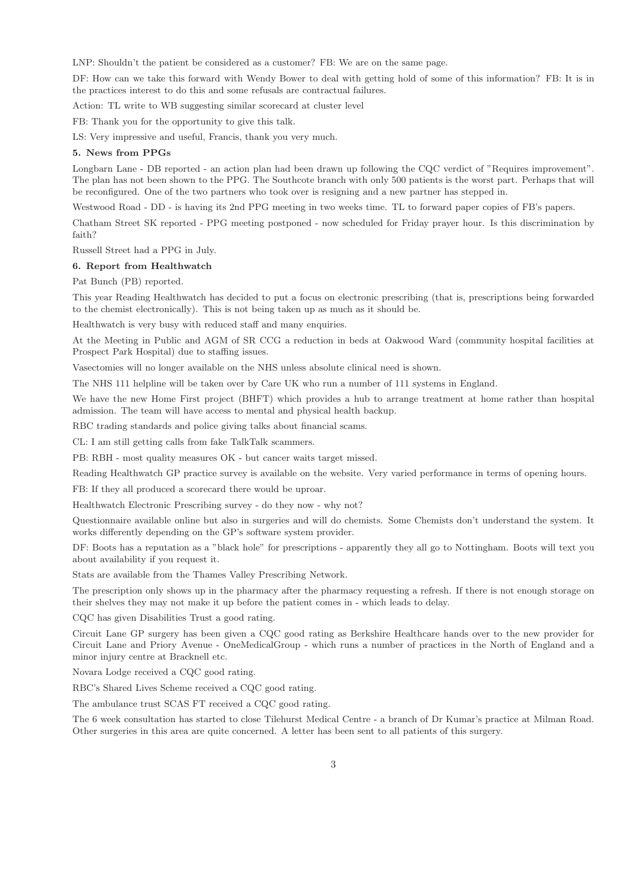LNP: Shouldn't the patient be considered as a customer? FB: We are on the same page.

DF: How can we take this forward with Wendy Bower to deal with getting hold of some of this information? FB: It is in the practices interest to do this and some refusals are contractual failures.

Action: TL write to WB suggesting similar scorecard at cluster level

FB: Thank you for the opportunity to give this talk.

LS: Very impressive and useful, Francis, thank you very much.

**5. News from PPGs**

Longbarn Lane - DB reported - an action plan had been drawn up following the CQC verdict of "Requires improvement". The plan has not been shown to the PPG. The Southcote branch with only 500 patients is the worst part. Perhaps that will be reconfigured. One of the two partners who took over is resigning and a new partner has stepped in.

Westwood Road - DD - is having its 2nd PPG meeting in two weeks time. TL to forward paper copies of FB's papers.

Chatham Street SK reported - PPG meeting postponed - now scheduled for Friday prayer hour. Is this discrimination by faith?

Russell Street had a PPG in July.

**6. Report from Healthwatch**

Pat Bunch (PB) reported.

This year Reading Healthwatch has decided to put a focus on electronic prescribing (that is, prescriptions being forwarded to the chemist electronically). This is not being taken up as much as it should be.

Healthwatch is very busy with reduced staff and many enquiries.

At the Meeting in Public and AGM of SR CCG a reduction in beds at Oakwood Ward (community hospital facilities at Prospect Park Hospital) due to staffing issues.

Vasectomies will no longer available on the NHS unless absolute clinical need is shown.

The NHS 111 helpline will be taken over by Care UK who run a number of 111 systems in England.

We have the new Home First project (BHFT) which provides a hub to arrange treatment at home rather than hospital admission. The team will have access to mental and physical health backup.

RBC trading standards and police giving talks about financial scams.

CL: I am still getting calls from fake TalkTalk scammers.

PB: RBH - most quality measures OK - but cancer waits target missed.

Reading Healthwatch GP practice survey is available on the website. Very varied performance in terms of opening hours.

FB: If they all produced a scorecard there would be uproar.

Healthwatch Electronic Prescribing survey - do they now - why not?

Questionnaire available online but also in surgeries and will do chemists. Some Chemists don't understand the system. It works differently depending on the GP's software system provider.

DF: Boots has a reputation as a "black hole" for prescriptions - apparently they all go to Nottingham. Boots will text you about availability if you request it.

Stats are available from the Thames Valley Prescribing Network.

The prescription only shows up in the pharmacy after the pharmacy requesting a refresh. If there is not enough storage on their shelves they may not make it up before the patient comes in - which leads to delay.

CQC has given Disabilities Trust a good rating.

Circuit Lane GP surgery has been given a CQC good rating as Berkshire Healthcare hands over to the new provider for Circuit Lane and Priory Avenue - OneMedicalGroup - which runs a number of practices in the North of England and a minor injury centre at Bracknell etc.

Novara Lodge received a CQC good rating.

RBC's Shared Lives Scheme received a CQC good rating.

The ambulance trust SCAS FT received a CQC good rating.

The 6 week consultation has started to close Tilehurst Medical Centre - a branch of Dr Kumar's practice at Milman Road. Other surgeries in this area are quite concerned. A letter has been sent to all patients of this surgery.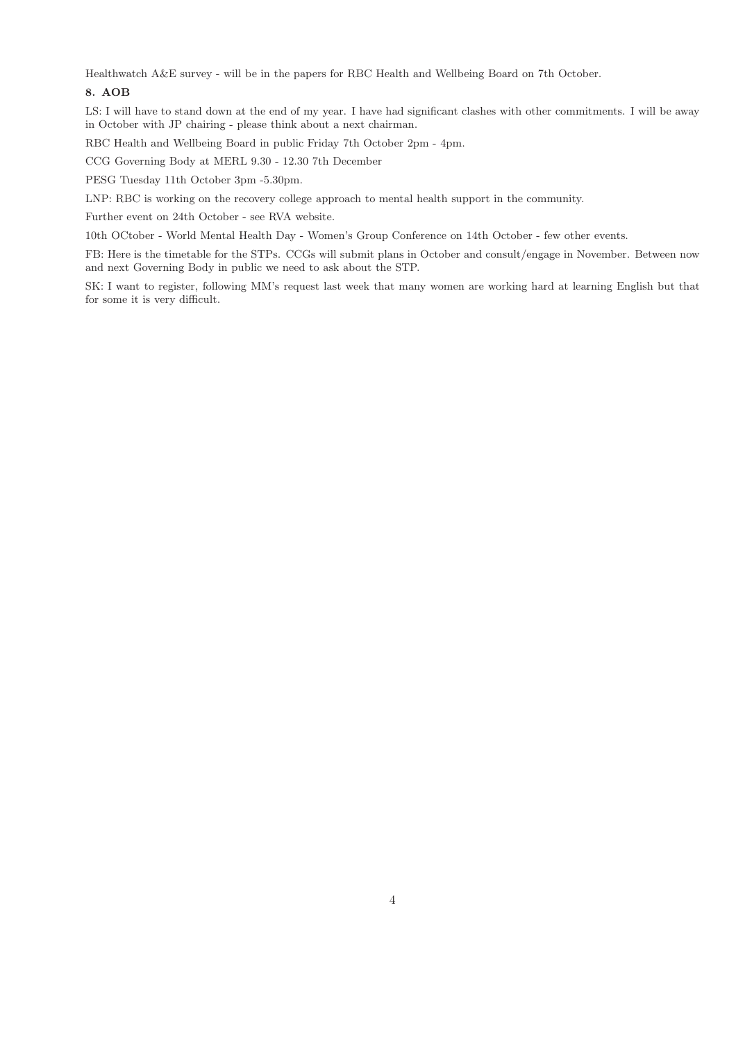Healthwatch A&E survey - will be in the papers for RBC Health and Wellbeing Board on 7th October.

### 8. AOB

LS: I will have to stand down at the end of my year. I have had significant clashes with other commitments. I will be away in October with JP chairing - please think about a next chairman.

RBC Health and Wellbeing Board in public Friday 7th October 2pm - 4pm.

CCG Governing Body at MERL 9.30 - 12.30 7th December

PESG Tuesday 11th October 3pm -5.30pm.

LNP: RBC is working on the recovery college approach to mental health support in the community.

Further event on 24th October - see RVA website.

10th OCtober - World Mental Health Day - Women's Group Conference on 14th October - few other events.

FB: Here is the timetable for the STPs. CCGs will submit plans in October and consult/engage in November. Between now and next Governing Body in public we need to ask about the STP.

SK: I want to register, following MM's request last week that many women are working hard at learning English but that for some it is very difficult.